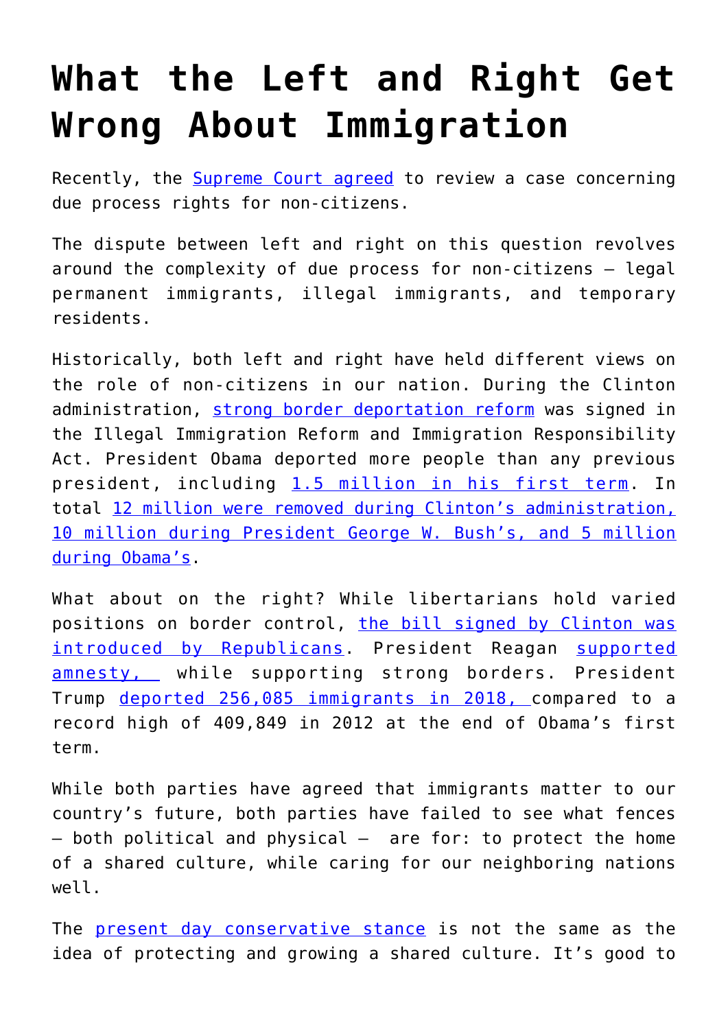# What the Left and Right Get Wrong About Immigration

Recently, the Supreme Court agreed to review a case concerning due process rights for non-citizens.

The dispute between left and right on this question revolves around the complexity of due process for non-citizens – legal permanent immigrants, illegal immigrants, and temporary residents.

Historically, both left and right have held different views on the role of non-citizens in our nation. During the Clinton administration, strong border deportation reform was signed in the Illegal Immigration Reform and Immigration Responsibility Act. President Obama deported more people than any previous president, including 1.5 million in his first term. In total 12 million were removed during Clinton's administration, 10 million during President George W. Bush's, and 5 million during Obama's.

What about on the right? While libertarians hold varied positions on border control, the bill signed by Clinton was introduced by Republicans. President Reagan supported amnesty, while supporting strong borders. President Trump deported 256,085 immigrants in 2018, compared to a record high of 409,849 in 2012 at the end of Obama's first term.

While both parties have agreed that immigrants matter to our country's future, both parties have failed to see what fences – both political and physical – are for: to protect the home of a shared culture, while caring for our neighboring nations well.

The present day conservative stance is not the same as the idea of protecting and growing a shared culture. It's good to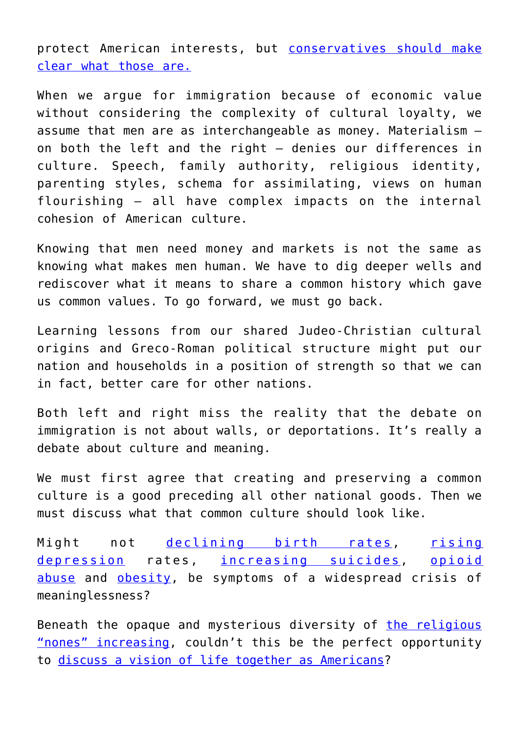protect American interests, but conservatives should make clear what those are.

When we argue for immigration because of economic value without considering the complexity of cultural loyalty, we assume that men are as interchangeable as money. Materialism — on both the left and the right — denies our differences in culture. Speech, family authority, religious identity, parenting styles, schema for assimilating, views on human flourishing — all have complex impacts on the internal cohesion of American culture.

Knowing that men need money and markets is not the same as knowing what makes men human. We have to dig deeper wells and rediscover what it means to share a common history which gave us common values. To go forward, we must go back.

Learning lessons from our shared Judeo-Christian cultural origins and Greco-Roman political structure might put our nation and households in a position of strength so that we can in fact, better care for other nations.

Both left and right miss the reality that the debate on immigration is not about walls, or deportations. It's really a debate about culture and meaning.

We must first agree that creating and preserving a common culture is a good preceding all other national goods. Then we must discuss what that common culture should look like.

Might not declining birth rates, rising depression rates, increasing suicides, opioid abuse and obesity, be symptoms of a widespread crisis of meaninglessness?

Beneath the opaque and mysterious diversity of the religious "nones" increasing, couldn't this be the perfect opportunity to discuss a vision of life together as Americans?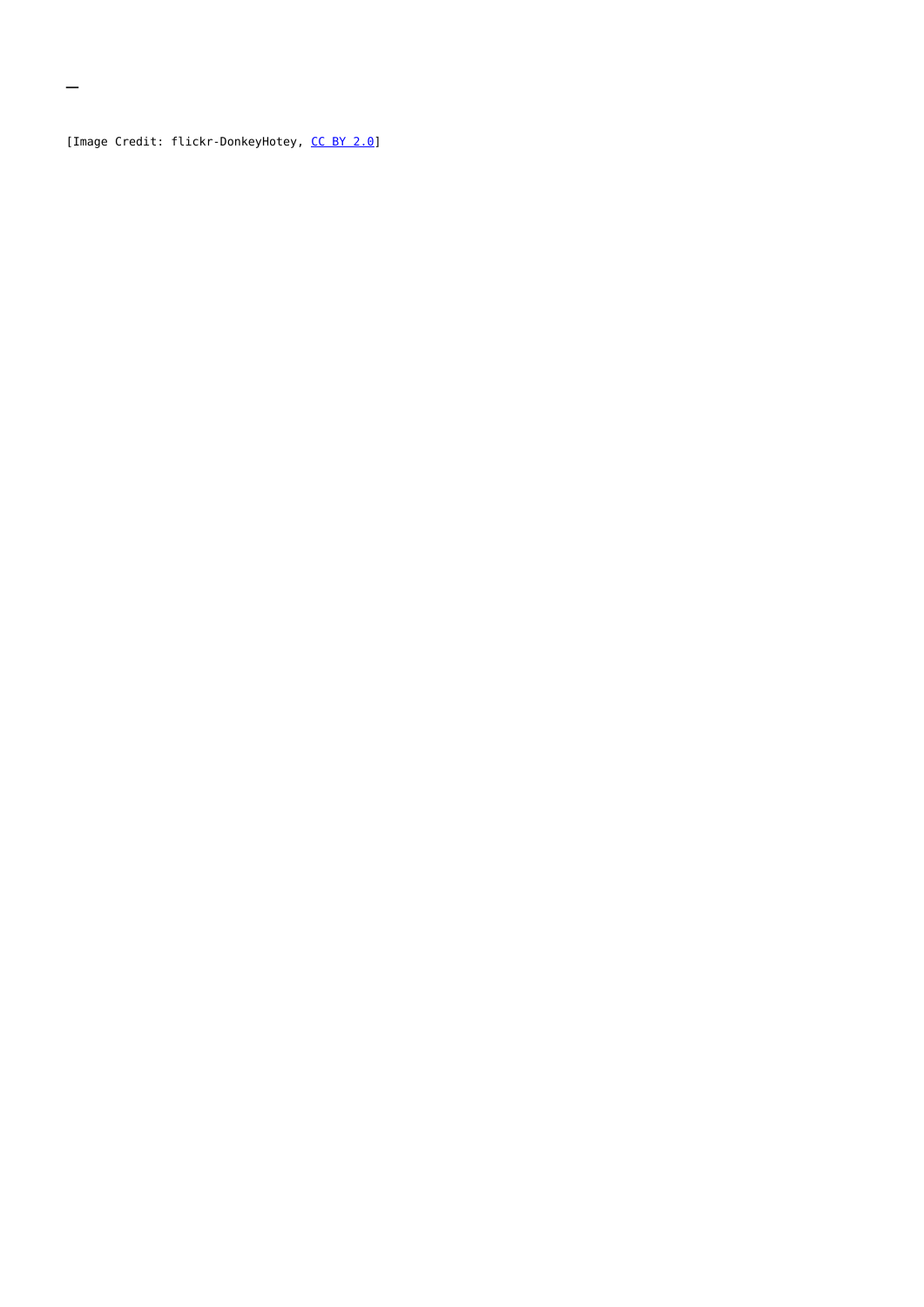—

[Image Credit: flickr-DonkeyHotey, CC BY 2.0]